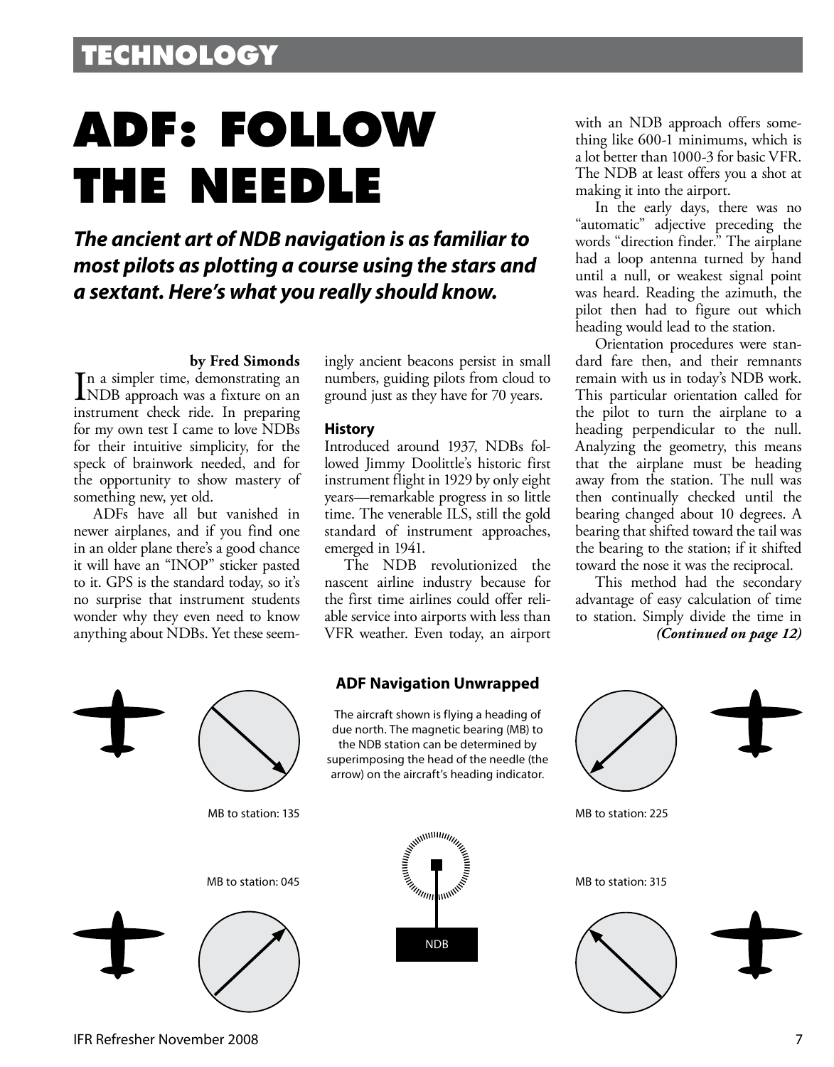# ADF: FOLLOW THE NEEDLE

***The ancient art of NDB navigation is as familiar to most pilots as plotting a course using the stars and a sextant. Here's what you really should know.***

**by Fred Simonds**

In a simpler time, demonstrating an NDB approach was a fixture on an instrument check ride. In preparing for my own test I came to love NDBs for their intuitive simplicity, for the speck of brainwork needed, and for the opportunity to show mastery of something new, yet old.

ADFs have all but vanished in newer airplanes, and if you find one in an older plane there's a good chance it will have an "INOP" sticker pasted to it. GPS is the standard today, so it's no surprise that instrument students wonder why they even need to know anything about NDBs. Yet these seemingly ancient beacons persist in small numbers, guiding pilots from cloud to ground just as they have for 70 years.

### History

Introduced around 1937, NDBs followed Jimmy Doolittle's historic first instrument flight in 1929 by only eight years—remarkable progress in so little time. The venerable ILS, still the gold standard of instrument approaches, emerged in 1941.

The NDB revolutionized the nascent airline industry because for the first time airlines could offer reliable service into airports with less than VFR weather. Even today, an airport with an NDB approach offers something like 600-1 minimums, which is a lot better than 1000-3 for basic VFR. The NDB at least offers you a shot at making it into the airport.

In the early days, there was no "automatic" adjective preceding the words "direction finder." The airplane had a loop antenna turned by hand until a null, or weakest signal point was heard. Reading the azimuth, the pilot then had to figure out which heading would lead to the station.

Orientation procedures were standard fare then, and their remnants remain with us in today's NDB work. This particular orientation called for the pilot to turn the airplane to a heading perpendicular to the null. Analyzing the geometry, this means that the airplane must be heading away from the station. The null was then continually checked until the bearing changed about 10 degrees. A bearing that shifted toward the tail was the bearing to the station; if it shifted toward the nose it was the reciprocal.

This method had the secondary advantage of easy calculation of time to station. Simply divide the time in

***(Continued on page 12)***

**ADF Navigation Unwrapped**

The aircraft shown is flying a heading of due north. The magnetic bearing (MB) to the NDB station can be determined by superimposing the head of the needle (the arrow) on the aircraft's heading indicator.

MB to station: 135

MB to station: 225

MB to station: 045

MB to station: 315

NDB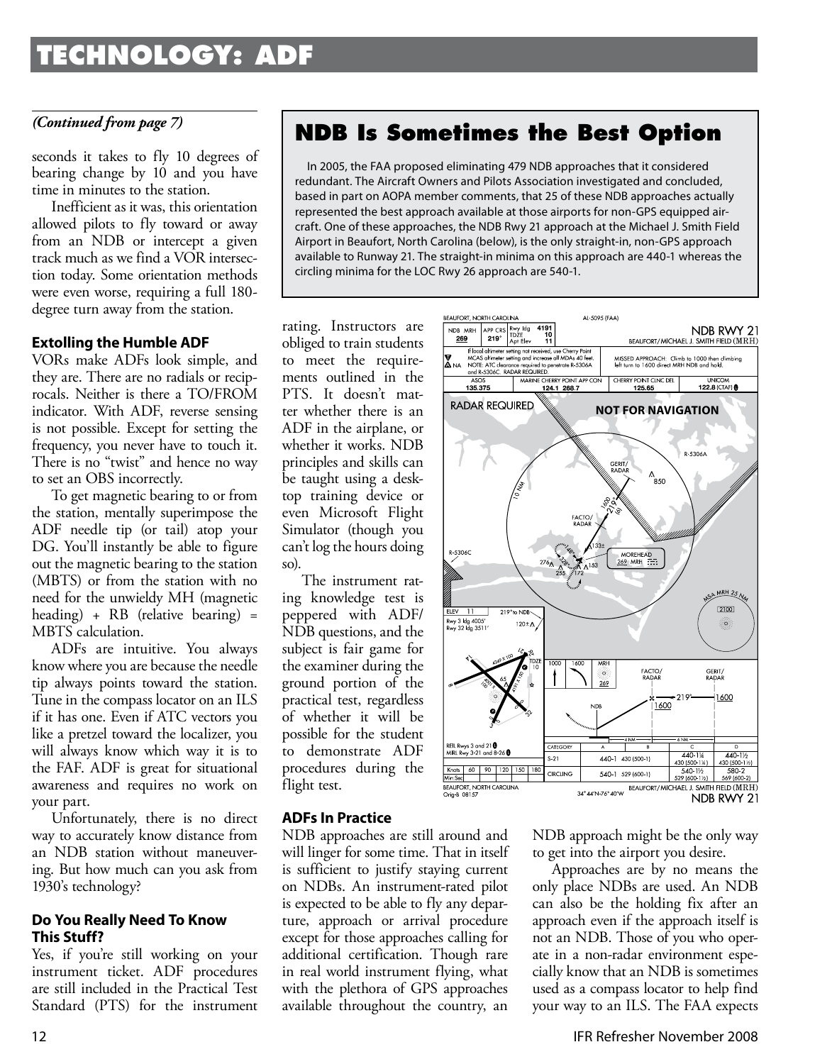# TECHNOLOGY: ADF

*(Continued from page 7)*

seconds it takes to fly 10 degrees of bearing change by 10 and you have time in minutes to the station.

Inefficient as it was, this orientation allowed pilots to fly toward or away from an NDB or intercept a given track much as we find a VOR intersection today. Some orientation methods were even worse, requiring a full 180-degree turn away from the station.

### Extolling the Humble ADF

VORs make ADFs look simple, and they are. There are no radials or reciprocals. Neither is there a TO/FROM indicator. With ADF, reverse sensing is not possible. Except for setting the frequency, you never have to touch it. There is no "twist" and hence no way to set an OBS incorrectly.

To get magnetic bearing to or from the station, mentally superimpose the ADF needle tip (or tail) atop your DG. You'll instantly be able to figure out the magnetic bearing to the station (MBTS) or from the station with no need for the unwieldy MH (magnetic heading) + RB (relative bearing) = MBTS calculation.

ADFs are intuitive. You always know where you are because the needle tip always points toward the station. Tune in the compass locator on an ILS if it has one. Even if ATC vectors you like a pretzel toward the localizer, you will always know which way it is to the FAF. ADF is great for situational awareness and requires no work on your part.

Unfortunately, there is no direct way to accurately know distance from an NDB station without maneuvering. But how much can you ask from 1930's technology?

### Do You Really Need To Know This Stuff?

Yes, if you're still working on your instrument ticket. ADF procedures are still included in the Practical Test Standard (PTS) for the instrument rating. Instructors are obliged to train students to meet the requirements outlined in the PTS. It doesn't matter whether there is an ADF in the airplane, or whether it works. NDB principles and skills can be taught using a desktop training device or even Microsoft Flight Simulator (though you can't log the hours doing so).

The instrument rating knowledge test is peppered with ADF/NDB questions, and the subject is fair game for the examiner during the ground portion of the practical test, regardless of whether it will be possible for the student to demonstrate ADF procedures during the flight test.

## NDB Is Sometimes the Best Option

In 2005, the FAA proposed eliminating 479 NDB approaches that it considered redundant. The Aircraft Owners and Pilots Association investigated and concluded, based in part on AOPA member comments, that 25 of these NDB approaches actually represented the best approach available at those airports for non-GPS equipped aircraft. One of these approaches, the NDB Rwy 21 approach at the Michael J. Smith Field Airport in Beaufort, North Carolina (below), is the only straight-in, non-GPS approach available to Runway 21. The straight-in minima on this approach are 440-1 whereas the circling minima for the LOC Rwy 26 approach are 540-1.

### ADFs In Practice

NDB approaches are still around and will linger for some time. That in itself is sufficient to justify staying current on NDBs. An instrument-rated pilot is expected to be able to fly any departure, approach or arrival procedure except for those approaches calling for additional certification. Though rare in real world instrument flying, what with the plethora of GPS approaches available throughout the country, an NDB approach might be the only way to get into the airport you desire.

Approaches are by no means the only place NDBs are used. An NDB can also be the holding fix after an approach even if the approach itself is not an NDB. Those of you who operate in a non-radar environment especially know that an NDB is sometimes used as a compass locator to help find your way to an ILS. The FAA expects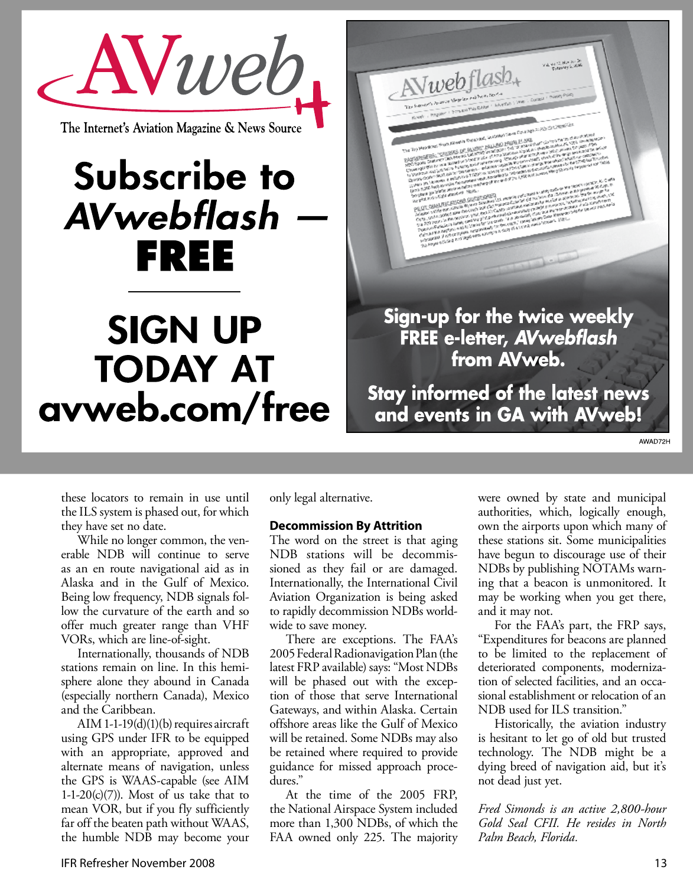# AVweb

The Internet's Aviation Magazine & News Source

## Subscribe to *AVwebflash* — FREE

## SIGN UP TODAY AT avweb.com/free

**Sign-up for the twice weekly FREE e-letter, *AVwebflash* from AVweb.**

**Stay informed of the latest news and events in GA with AVweb!**

AWAD72H

these locators to remain in use until the ILS system is phased out, for which they have set no date.

While no longer common, the venerable NDB will continue to serve as an en route navigational aid as in Alaska and in the Gulf of Mexico. Being low frequency, NDB signals follow the curvature of the earth and so offer much greater range than VHF VORs, which are line-of-sight.

Internationally, thousands of NDB stations remain on line. In this hemisphere alone they abound in Canada (especially northern Canada), Mexico and the Caribbean.

AIM 1-1-19(d)(1)(b) requires aircraft using GPS under IFR to be equipped with an appropriate, approved and alternate means of navigation, unless the GPS is WAAS-capable (see AIM 1-1-20(c)(7)). Most of us take that to mean VOR, but if you fly sufficiently far off the beaten path without WAAS, the humble NDB may become your only legal alternative.

### Decommission By Attrition

The word on the street is that aging NDB stations will be decommissioned as they fail or are damaged. Internationally, the International Civil Aviation Organization is being asked to rapidly decommission NDBs worldwide to save money.

There are exceptions. The FAA's 2005 Federal Radionavigation Plan (the latest FRP available) says: "Most NDBs will be phased out with the exception of those that serve International Gateways, and within Alaska. Certain offshore areas like the Gulf of Mexico will be retained. Some NDBs may also be retained where required to provide guidance for missed approach procedures."

At the time of the 2005 FRP, the National Airspace System included more than 1,300 NDBs, of which the FAA owned only 225. The majority were owned by state and municipal authorities, which, logically enough, own the airports upon which many of these stations sit. Some municipalities have begun to discourage use of their NDBs by publishing NOTAMs warning that a beacon is unmonitored. It may be working when you get there, and it may not.

For the FAA's part, the FRP says, "Expenditures for beacons are planned to be limited to the replacement of deteriorated components, modernization of selected facilities, and an occasional establishment or relocation of an NDB used for ILS transition."

Historically, the aviation industry is hesitant to let go of old but trusted technology. The NDB might be a dying breed of navigation aid, but it's not dead just yet.

*Fred Simonds is an active 2,800-hour Gold Seal CFII. He resides in North Palm Beach, Florida.*